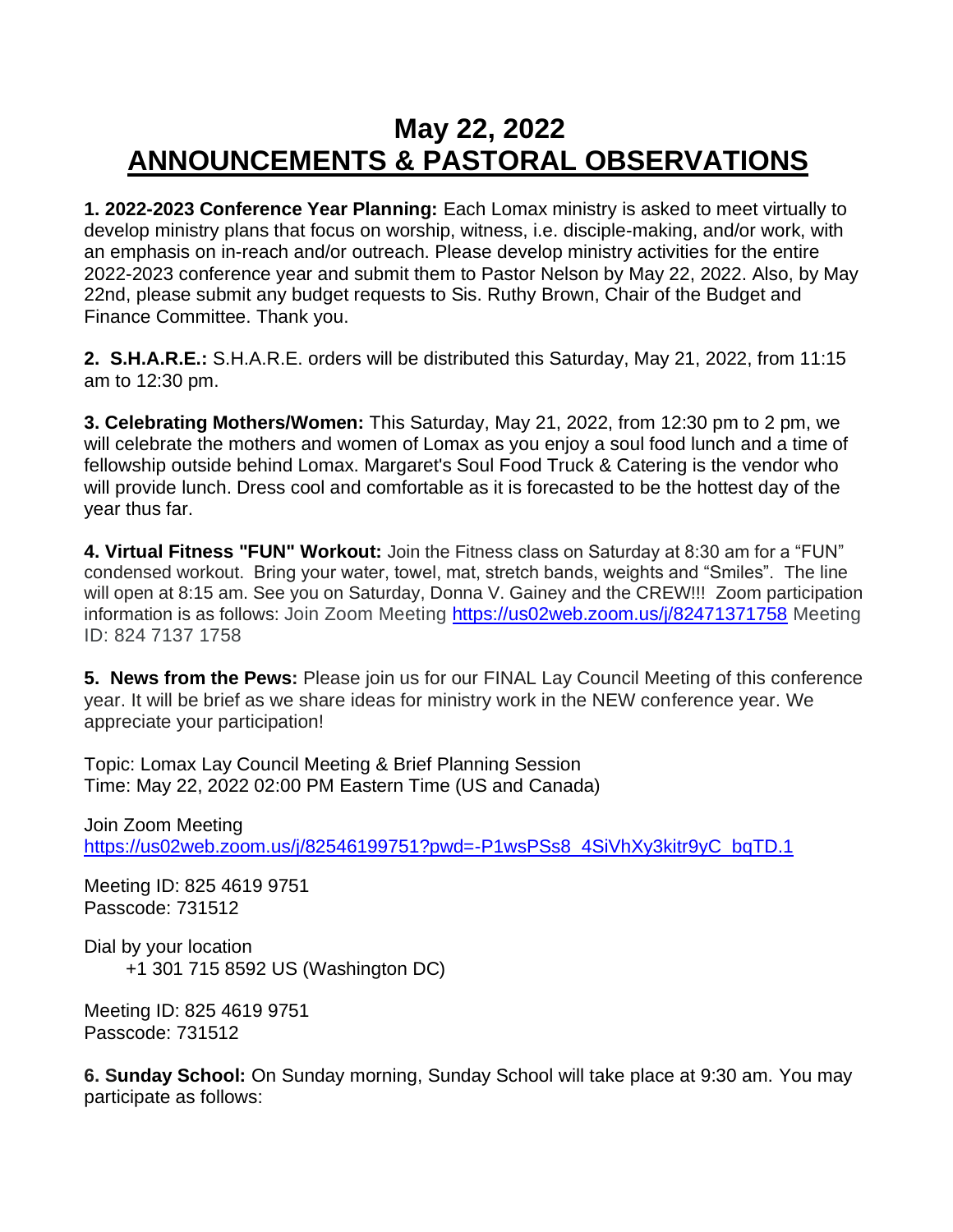# May 22, 2022
# ANNOUNCEMENTS & PASTORAL OBSERVATIONS

**1. 2022-2023 Conference Year Planning:** Each Lomax ministry is asked to meet virtually to develop ministry plans that focus on worship, witness, i.e. disciple-making, and/or work, with an emphasis on in-reach and/or outreach. Please develop ministry activities for the entire 2022-2023 conference year and submit them to Pastor Nelson by May 22, 2022. Also, by May 22nd, please submit any budget requests to Sis. Ruthy Brown, Chair of the Budget and Finance Committee. Thank you.

**2. S.H.A.R.E.:** S.H.A.R.E. orders will be distributed this Saturday, May 21, 2022, from 11:15 am to 12:30 pm.

**3. Celebrating Mothers/Women:** This Saturday, May 21, 2022, from 12:30 pm to 2 pm, we will celebrate the mothers and women of Lomax as you enjoy a soul food lunch and a time of fellowship outside behind Lomax. Margaret's Soul Food Truck & Catering is the vendor who will provide lunch. Dress cool and comfortable as it is forecasted to be the hottest day of the year thus far.

**4. Virtual Fitness "FUN" Workout:** Join the Fitness class on Saturday at 8:30 am for a "FUN" condensed workout. Bring your water, towel, mat, stretch bands, weights and "Smiles". The line will open at 8:15 am. See you on Saturday, Donna V. Gainey and the CREW!!! Zoom participation information is as follows: Join Zoom Meeting https://us02web.zoom.us/j/82471371758 Meeting ID: 824 7137 1758

**5. News from the Pews:** Please join us for our FINAL Lay Council Meeting of this conference year. It will be brief as we share ideas for ministry work in the NEW conference year. We appreciate your participation!

Topic: Lomax Lay Council Meeting & Brief Planning Session
Time: May 22, 2022 02:00 PM Eastern Time (US and Canada)

Join Zoom Meeting
https://us02web.zoom.us/j/82546199751?pwd=-P1wsPSs8_4SiVhXy3kitr9yC_bqTD.1

Meeting ID: 825 4619 9751
Passcode: 731512

Dial by your location
+1 301 715 8592 US (Washington DC)

Meeting ID: 825 4619 9751
Passcode: 731512

**6. Sunday School:** On Sunday morning, Sunday School will take place at 9:30 am. You may participate as follows: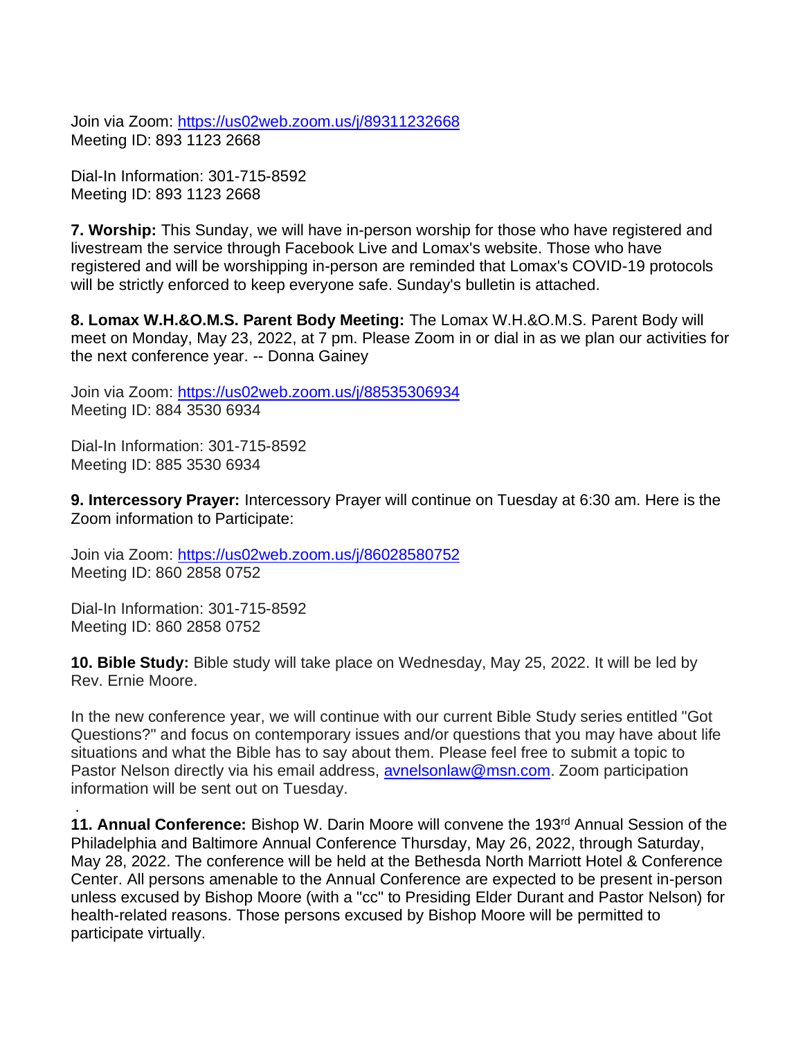Join via Zoom: https://us02web.zoom.us/j/89311232668
Meeting ID: 893 1123 2668

Dial-In Information: 301-715-8592
Meeting ID: 893 1123 2668

**7. Worship:** This Sunday, we will have in-person worship for those who have registered and livestream the service through Facebook Live and Lomax's website. Those who have registered and will be worshipping in-person are reminded that Lomax's COVID-19 protocols will be strictly enforced to keep everyone safe. Sunday's bulletin is attached.

**8. Lomax W.H.&O.M.S. Parent Body Meeting:** The Lomax W.H.&O.M.S. Parent Body will meet on Monday, May 23, 2022, at 7 pm. Please Zoom in or dial in as we plan our activities for the next conference year. -- Donna Gainey

Join via Zoom: https://us02web.zoom.us/j/88535306934
Meeting ID: 884 3530 6934

Dial-In Information: 301-715-8592
Meeting ID: 885 3530 6934

**9. Intercessory Prayer:** Intercessory Prayer will continue on Tuesday at 6:30 am. Here is the Zoom information to Participate:

Join via Zoom: https://us02web.zoom.us/j/86028580752
Meeting ID: 860 2858 0752

Dial-In Information: 301-715-8592
Meeting ID: 860 2858 0752

**10. Bible Study:** Bible study will take place on Wednesday, May 25, 2022. It will be led by Rev. Ernie Moore.

In the new conference year, we will continue with our current Bible Study series entitled "Got Questions?" and focus on contemporary issues and/or questions that you may have about life situations and what the Bible has to say about them. Please feel free to submit a topic to Pastor Nelson directly via his email address, avnelsonlaw@msn.com. Zoom participation information will be sent out on Tuesday.

**11. Annual Conference:** Bishop W. Darin Moore will convene the 193rd Annual Session of the Philadelphia and Baltimore Annual Conference Thursday, May 26, 2022, through Saturday, May 28, 2022. The conference will be held at the Bethesda North Marriott Hotel & Conference Center. All persons amenable to the Annual Conference are expected to be present in-person unless excused by Bishop Moore (with a "cc" to Presiding Elder Durant and Pastor Nelson) for health-related reasons. Those persons excused by Bishop Moore will be permitted to participate virtually.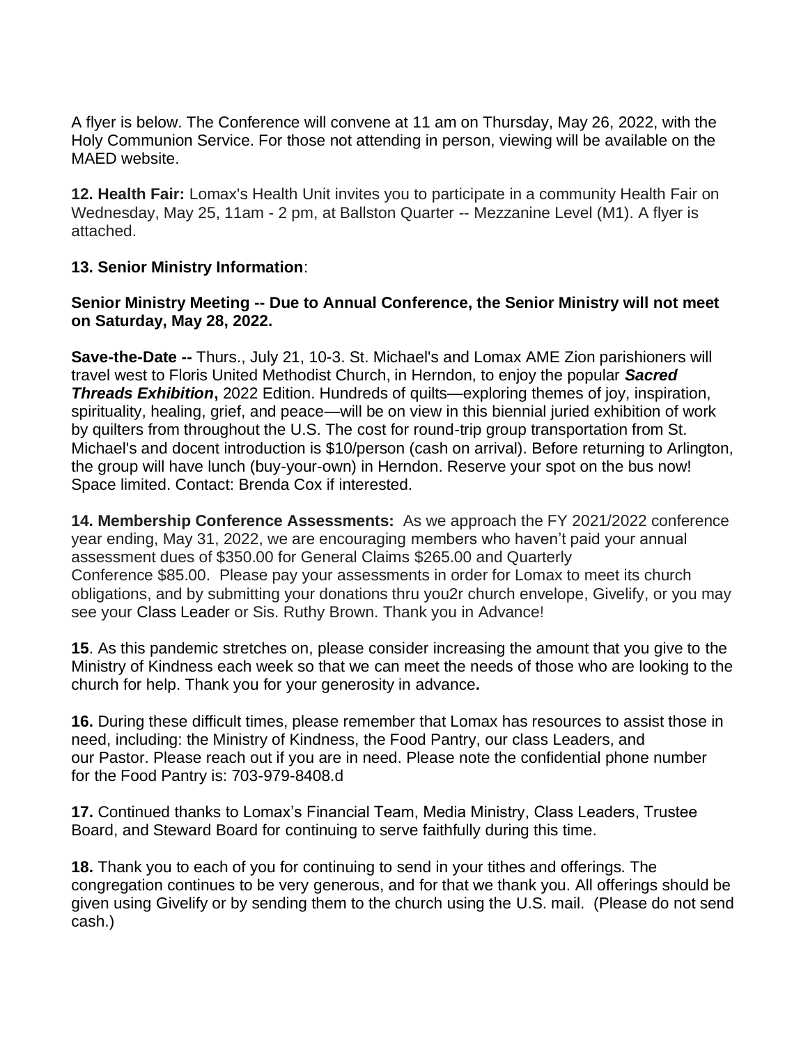A flyer is below. The Conference will convene at 11 am on Thursday, May 26, 2022, with the Holy Communion Service. For those not attending in person, viewing will be available on the MAED website.

**12. Health Fair:** Lomax's Health Unit invites you to participate in a community Health Fair on Wednesday, May 25, 11am - 2 pm, at Ballston Quarter -- Mezzanine Level (M1). A flyer is attached.

**13. Senior Ministry Information**:

**Senior Ministry Meeting -- Due to Annual Conference, the Senior Ministry will not meet on Saturday, May 28, 2022.**

**Save-the-Date --** Thurs., July 21, 10-3. St. Michael's and Lomax AME Zion parishioners will travel west to Floris United Methodist Church, in Herndon, to enjoy the popular ***Sacred Threads Exhibition*****,** 2022 Edition. Hundreds of quilts—exploring themes of joy, inspiration, spirituality, healing, grief, and peace—will be on view in this biennial juried exhibition of work by quilters from throughout the U.S. The cost for round-trip group transportation from St. Michael's and docent introduction is $10/person (cash on arrival). Before returning to Arlington, the group will have lunch (buy-your-own) in Herndon. Reserve your spot on the bus now! Space limited. Contact: Brenda Cox if interested.

**14. Membership Conference Assessments:** As we approach the FY 2021/2022 conference year ending, May 31, 2022, we are encouraging members who haven't paid your annual assessment dues of $350.00 for General Claims $265.00 and Quarterly Conference $85.00. Please pay your assessments in order for Lomax to meet its church obligations, and by submitting your donations thru you2r church envelope, Givelify, or you may see your Class Leader or Sis. Ruthy Brown. Thank you in Advance!

**15**. As this pandemic stretches on, please consider increasing the amount that you give to the Ministry of Kindness each week so that we can meet the needs of those who are looking to the church for help. Thank you for your generosity in advance**.**

**16.** During these difficult times, please remember that Lomax has resources to assist those in need, including: the Ministry of Kindness, the Food Pantry, our class Leaders, and our Pastor. Please reach out if you are in need. Please note the confidential phone number for the Food Pantry is: 703-979-8408.d

**17.** Continued thanks to Lomax's Financial Team, Media Ministry, Class Leaders, Trustee Board, and Steward Board for continuing to serve faithfully during this time.

**18.** Thank you to each of you for continuing to send in your tithes and offerings. The congregation continues to be very generous, and for that we thank you. All offerings should be given using Givelify or by sending them to the church using the U.S. mail. (Please do not send cash.)